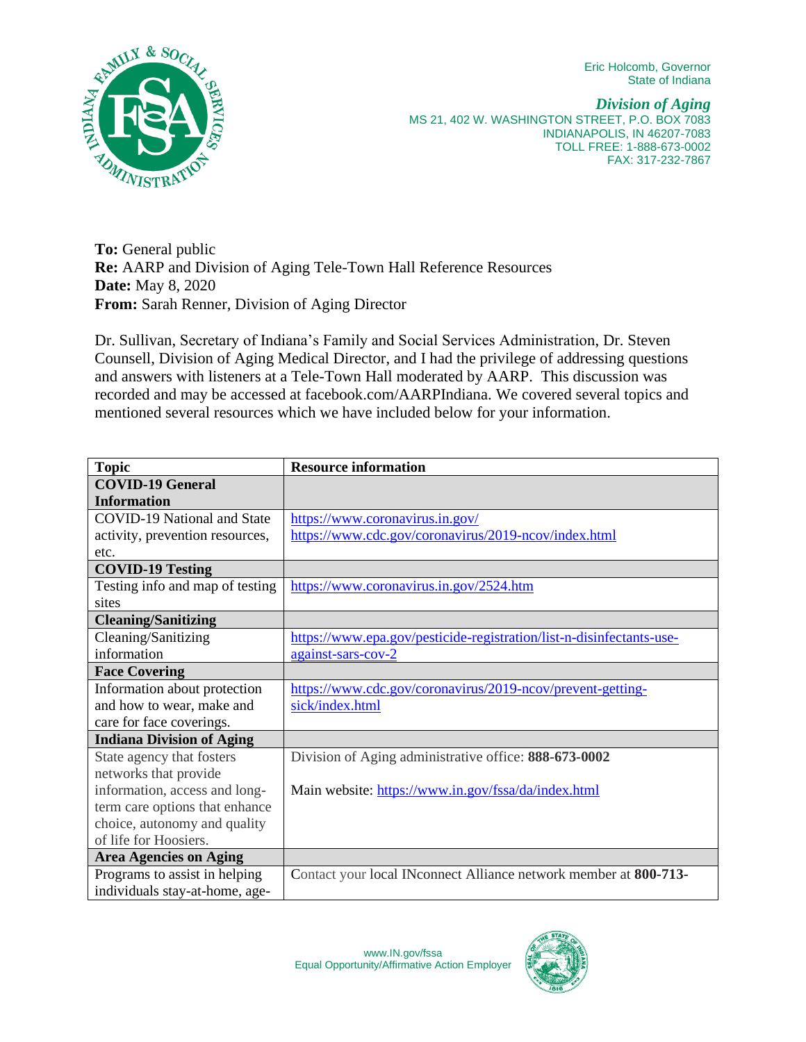Eric Holcomb, Governor
State of Indiana

***Division of Aging***
MS 21, 402 W. WASHINGTON STREET, P.O. BOX 7083
INDIANAPOLIS, IN 46207-7083
TOLL FREE: 1-888-673-0002
FAX: 317-232-7867

**To:** General public
**Re:** AARP and Division of Aging Tele-Town Hall Reference Resources
**Date:** May 8, 2020
**From:** Sarah Renner, Division of Aging Director

Dr. Sullivan, Secretary of Indiana's Family and Social Services Administration, Dr. Steven Counsell, Division of Aging Medical Director, and I had the privilege of addressing questions and answers with listeners at a Tele-Town Hall moderated by AARP. This discussion was recorded and may be accessed at facebook.com/AARPIndiana. We covered several topics and mentioned several resources which we have included below for your information.

| Topic | Resource information |
|---|---|
| **COVID-19 General Information** | |
| COVID-19 National and State activity, prevention resources, etc. | https://www.coronavirus.in.gov/ https://www.cdc.gov/coronavirus/2019-ncov/index.html |
| **COVID-19 Testing** | |
| Testing info and map of testing sites | https://www.coronavirus.in.gov/2524.htm |
| **Cleaning/Sanitizing** | |
| Cleaning/Sanitizing information | https://www.epa.gov/pesticide-registration/list-n-disinfectants-use-against-sars-cov-2 |
| **Face Covering** | |
| Information about protection and how to wear, make and care for face coverings. | https://www.cdc.gov/coronavirus/2019-ncov/prevent-getting-sick/index.html |
| **Indiana Division of Aging** | |
| State agency that fosters networks that provide information, access and long-term care options that enhance choice, autonomy and quality of life for Hoosiers. | Division of Aging administrative office: **888-673-0002** Main website: https://www.in.gov/fssa/da/index.html |
| **Area Agencies on Aging** | |
| Programs to assist in helping individuals stay-at-home, age- | Contact your local INconnect Alliance network member at **800-713-** |

www.IN.gov/fssa
Equal Opportunity/Affirmative Action Employer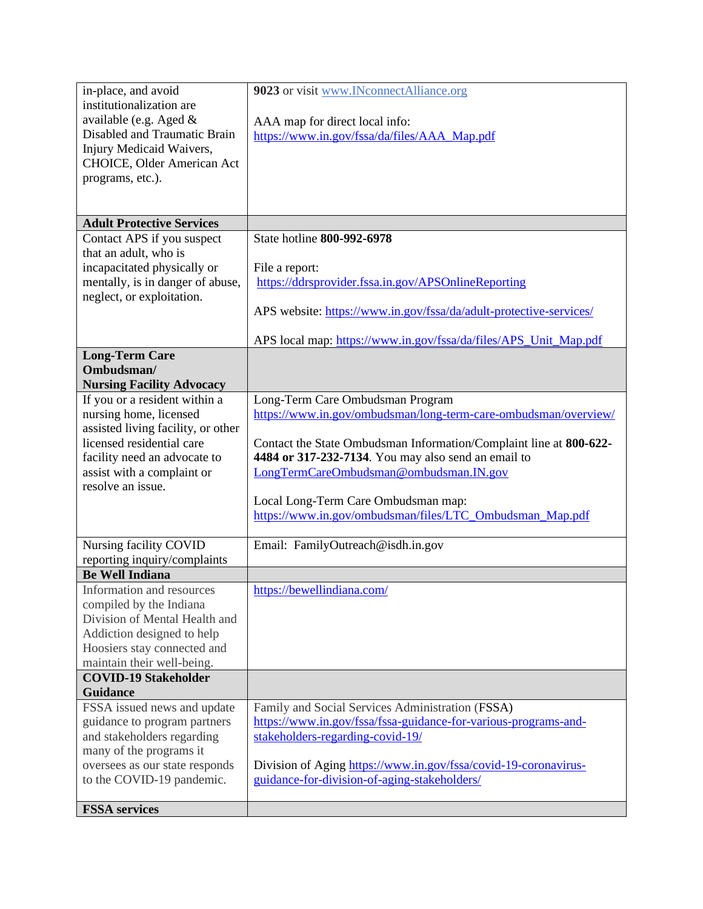| | |
|---|---|
| in-place, and avoid institutionalization are available (e.g. Aged & Disabled and Traumatic Brain Injury Medicaid Waivers, CHOICE, Older American Act programs, etc.). | **9023** or visit www.INconnectAlliance.org<br><br>AAA map for direct local info: https://www.in.gov/fssa/da/files/AAA_Map.pdf |
| **Adult Protective Services** | |
| Contact APS if you suspect that an adult, who is incapacitated physically or mentally, is in danger of abuse, neglect, or exploitation. | State hotline **800-992-6978**<br><br>File a report: https://ddrsprovider.fssa.in.gov/APSOnlineReporting<br><br>APS website: https://www.in.gov/fssa/da/adult-protective-services/<br><br>APS local map: https://www.in.gov/fssa/da/files/APS_Unit_Map.pdf |
| **Long-Term Care Ombudsman/ Nursing Facility Advocacy** | |
| If you or a resident within a nursing home, licensed assisted living facility, or other licensed residential care facility need an advocate to assist with a complaint or resolve an issue. | Long-Term Care Ombudsman Program https://www.in.gov/ombudsman/long-term-care-ombudsman/overview/<br><br>Contact the State Ombudsman Information/Complaint line at **800-622-4484 or 317-232-7134**. You may also send an email to LongTermCareOmbudsman@ombudsman.IN.gov<br><br>Local Long-Term Care Ombudsman map: https://www.in.gov/ombudsman/files/LTC_Ombudsman_Map.pdf |
| Nursing facility COVID reporting inquiry/complaints | Email: FamilyOutreach@isdh.in.gov |
| **Be Well Indiana** | |
| Information and resources compiled by the Indiana Division of Mental Health and Addiction designed to help Hoosiers stay connected and maintain their well-being. | https://bewellindiana.com/ |
| **COVID-19 Stakeholder Guidance** | |
| FSSA issued news and update guidance to program partners and stakeholders regarding many of the programs it oversees as our state responds to the COVID-19 pandemic. | Family and Social Services Administration (FSSA) https://www.in.gov/fssa/fssa-guidance-for-various-programs-and-stakeholders-regarding-covid-19/<br><br>Division of Aging https://www.in.gov/fssa/covid-19-coronavirus-guidance-for-division-of-aging-stakeholders/ |
| **FSSA services** | |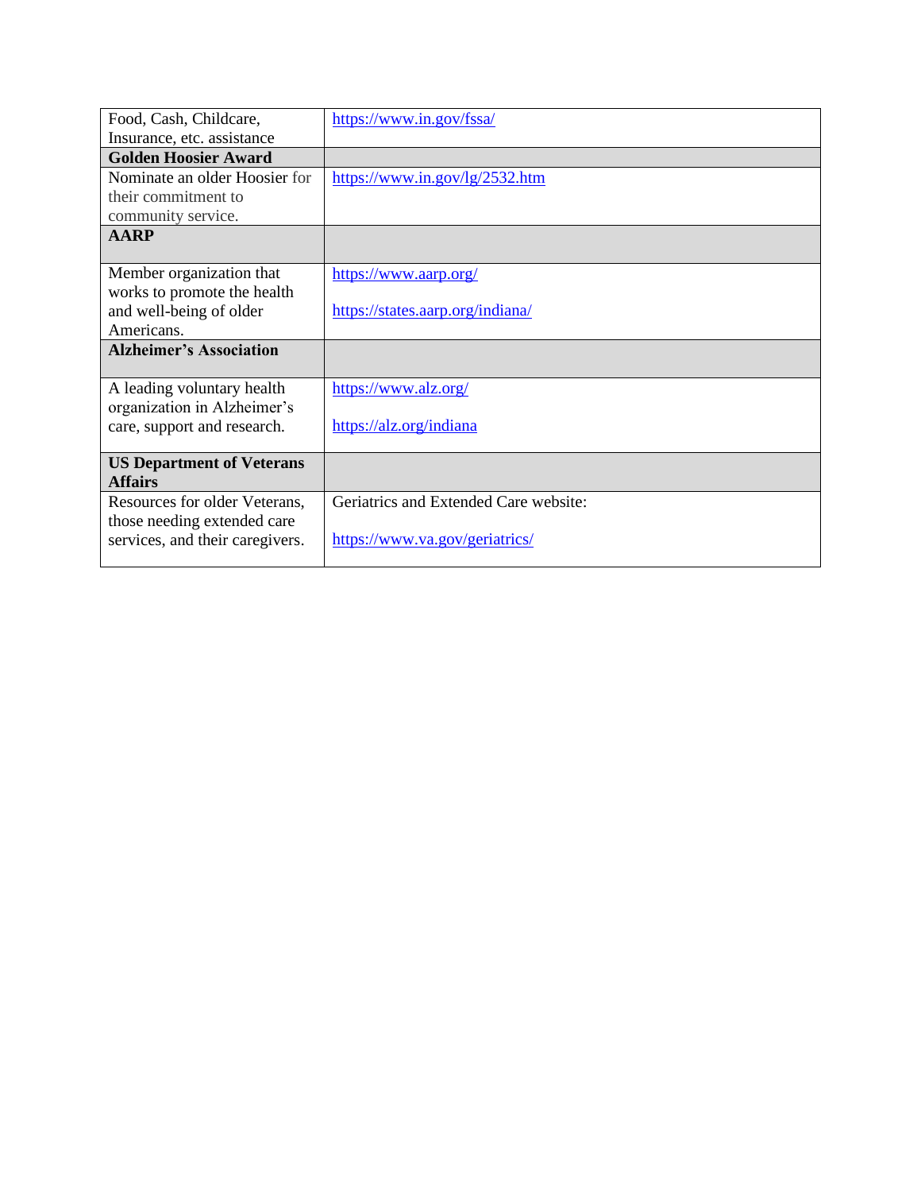| | |
|---|---|
| Food, Cash, Childcare, Insurance, etc. assistance | https://www.in.gov/fssa/ |
| **Golden Hoosier Award** | |
| Nominate an older Hoosier for their commitment to community service. | https://www.in.gov/lg/2532.htm |
| **AARP** | |
| Member organization that works to promote the health and well-being of older Americans. | https://www.aarp.org/<br><br>https://states.aarp.org/indiana/ |
| **Alzheimer's Association** | |
| A leading voluntary health organization in Alzheimer's care, support and research. | https://www.alz.org/<br><br>https://alz.org/indiana |
| **US Department of Veterans Affairs** | |
| Resources for older Veterans, those needing extended care services, and their caregivers. | Geriatrics and Extended Care website:<br><br>https://www.va.gov/geriatrics/ |